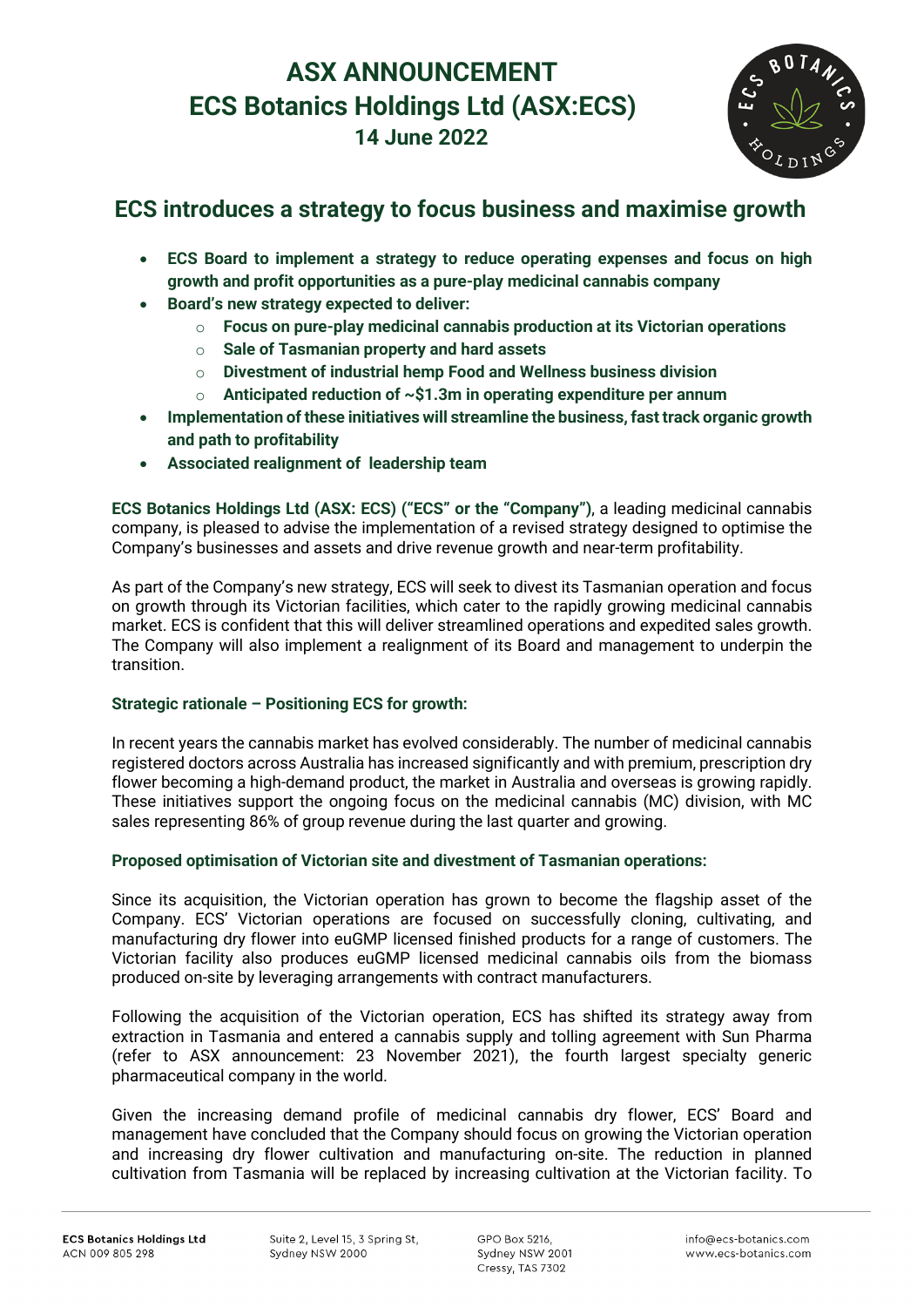# ASX ANNOUNCEMENT
# ECS Botanics Holdings Ltd (ASX:ECS)
### 14 June 2022

## ECS introduces a strategy to focus business and maximise growth

- **ECS Board to implement a strategy to reduce operating expenses and focus on high growth and profit opportunities as a pure-play medicinal cannabis company**
- **Board's new strategy expected to deliver:**
  - **Focus on pure-play medicinal cannabis production at its Victorian operations**
  - **Sale of Tasmanian property and hard assets**
  - **Divestment of industrial hemp Food and Wellness business division**
  - **Anticipated reduction of ~$1.3m in operating expenditure per annum**
- **Implementation of these initiatives will streamline the business, fast track organic growth and path to profitability**
- **Associated realignment of leadership team**

**ECS Botanics Holdings Ltd (ASX: ECS) ("ECS" or the "Company")**, a leading medicinal cannabis company, is pleased to advise the implementation of a revised strategy designed to optimise the Company's businesses and assets and drive revenue growth and near-term profitability.

As part of the Company's new strategy, ECS will seek to divest its Tasmanian operation and focus on growth through its Victorian facilities, which cater to the rapidly growing medicinal cannabis market. ECS is confident that this will deliver streamlined operations and expedited sales growth. The Company will also implement a realignment of its Board and management to underpin the transition.

**Strategic rationale – Positioning ECS for growth:**

In recent years the cannabis market has evolved considerably. The number of medicinal cannabis registered doctors across Australia has increased significantly and with premium, prescription dry flower becoming a high-demand product, the market in Australia and overseas is growing rapidly. These initiatives support the ongoing focus on the medicinal cannabis (MC) division, with MC sales representing 86% of group revenue during the last quarter and growing.

**Proposed optimisation of Victorian site and divestment of Tasmanian operations:**

Since its acquisition, the Victorian operation has grown to become the flagship asset of the Company. ECS' Victorian operations are focused on successfully cloning, cultivating, and manufacturing dry flower into euGMP licensed finished products for a range of customers. The Victorian facility also produces euGMP licensed medicinal cannabis oils from the biomass produced on-site by leveraging arrangements with contract manufacturers.

Following the acquisition of the Victorian operation, ECS has shifted its strategy away from extraction in Tasmania and entered a cannabis supply and tolling agreement with Sun Pharma (refer to ASX announcement: 23 November 2021), the fourth largest specialty generic pharmaceutical company in the world.

Given the increasing demand profile of medicinal cannabis dry flower, ECS' Board and management have concluded that the Company should focus on growing the Victorian operation and increasing dry flower cultivation and manufacturing on-site. The reduction in planned cultivation from Tasmania will be replaced by increasing cultivation at the Victorian facility. To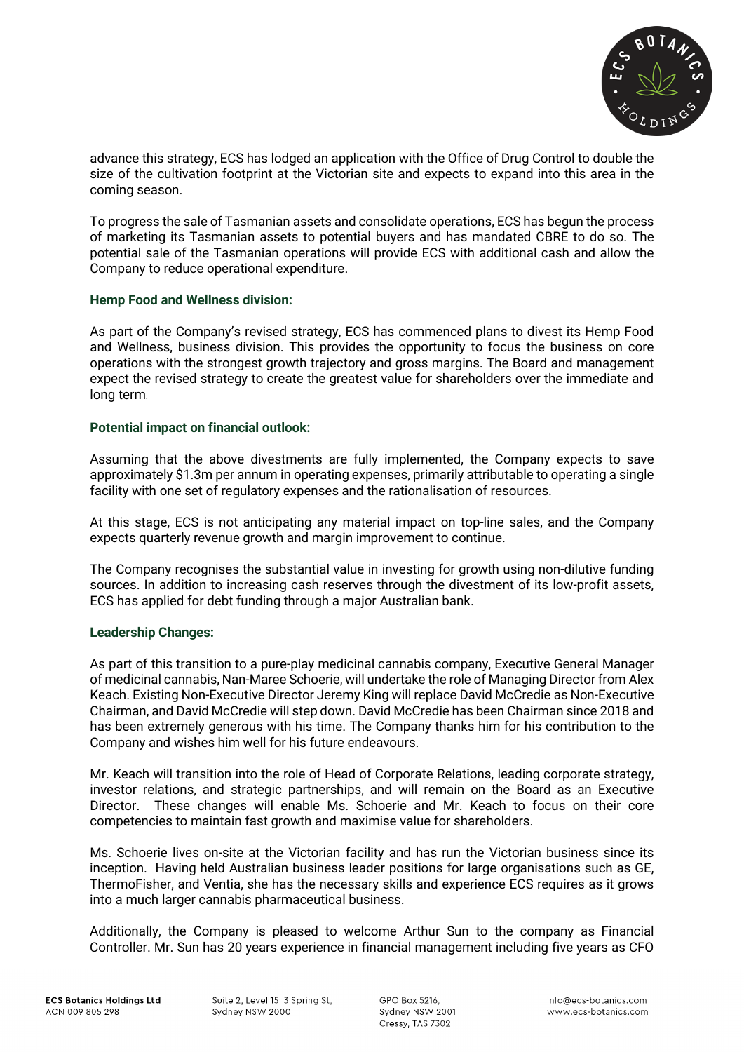advance this strategy, ECS has lodged an application with the Office of Drug Control to double the size of the cultivation footprint at the Victorian site and expects to expand into this area in the coming season.

To progress the sale of Tasmanian assets and consolidate operations, ECS has begun the process of marketing its Tasmanian assets to potential buyers and has mandated CBRE to do so. The potential sale of the Tasmanian operations will provide ECS with additional cash and allow the Company to reduce operational expenditure.

### Hemp Food and Wellness division:

As part of the Company's revised strategy, ECS has commenced plans to divest its Hemp Food and Wellness, business division. This provides the opportunity to focus the business on core operations with the strongest growth trajectory and gross margins. The Board and management expect the revised strategy to create the greatest value for shareholders over the immediate and long term.

### Potential impact on financial outlook:

Assuming that the above divestments are fully implemented, the Company expects to save approximately $1.3m per annum in operating expenses, primarily attributable to operating a single facility with one set of regulatory expenses and the rationalisation of resources.

At this stage, ECS is not anticipating any material impact on top-line sales, and the Company expects quarterly revenue growth and margin improvement to continue.

The Company recognises the substantial value in investing for growth using non-dilutive funding sources. In addition to increasing cash reserves through the divestment of its low-profit assets, ECS has applied for debt funding through a major Australian bank.

### Leadership Changes:

As part of this transition to a pure-play medicinal cannabis company, Executive General Manager of medicinal cannabis, Nan-Maree Schoerie, will undertake the role of Managing Director from Alex Keach. Existing Non-Executive Director Jeremy King will replace David McCredie as Non-Executive Chairman, and David McCredie will step down. David McCredie has been Chairman since 2018 and has been extremely generous with his time. The Company thanks him for his contribution to the Company and wishes him well for his future endeavours.

Mr. Keach will transition into the role of Head of Corporate Relations, leading corporate strategy, investor relations, and strategic partnerships, and will remain on the Board as an Executive Director. These changes will enable Ms. Schoerie and Mr. Keach to focus on their core competencies to maintain fast growth and maximise value for shareholders.

Ms. Schoerie lives on-site at the Victorian facility and has run the Victorian business since its inception. Having held Australian business leader positions for large organisations such as GE, ThermoFisher, and Ventia, she has the necessary skills and experience ECS requires as it grows into a much larger cannabis pharmaceutical business.

Additionally, the Company is pleased to welcome Arthur Sun to the company as Financial Controller. Mr. Sun has 20 years experience in financial management including five years as CFO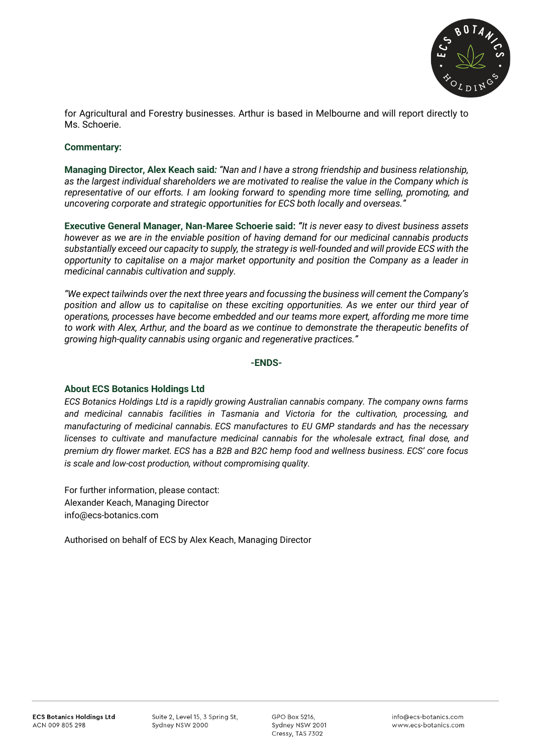for Agricultural and Forestry businesses. Arthur is based in Melbourne and will report directly to Ms. Schoerie.

**Commentary:**

**Managing Director, Alex Keach said***: "Nan and I have a strong friendship and business relationship, as the largest individual shareholders we are motivated to realise the value in the Company which is representative of our efforts. I am looking forward to spending more time selling, promoting, and uncovering corporate and strategic opportunities for ECS both locally and overseas."*

**Executive General Manager, Nan-Maree Schoerie said:** *"It is never easy to divest business assets however as we are in the enviable position of having demand for our medicinal cannabis products substantially exceed our capacity to supply, the strategy is well-founded and will provide ECS with the opportunity to capitalise on a major market opportunity and position the Company as a leader in medicinal cannabis cultivation and supply.*

*"We expect tailwinds over the next three years and focussing the business will cement the Company's position and allow us to capitalise on these exciting opportunities. As we enter our third year of operations, processes have become embedded and our teams more expert, affording me more time to work with Alex, Arthur, and the board as we continue to demonstrate the therapeutic benefits of growing high-quality cannabis using organic and regenerative practices."*

**-ENDS-**

**About ECS Botanics Holdings Ltd**

*ECS Botanics Holdings Ltd is a rapidly growing Australian cannabis company. The company owns farms and medicinal cannabis facilities in Tasmania and Victoria for the cultivation, processing, and manufacturing of medicinal cannabis. ECS manufactures to EU GMP standards and has the necessary licenses to cultivate and manufacture medicinal cannabis for the wholesale extract, final dose, and premium dry flower market. ECS has a B2B and B2C hemp food and wellness business. ECS' core focus is scale and low-cost production, without compromising quality.*

For further information, please contact:
Alexander Keach, Managing Director
info@ecs-botanics.com

Authorised on behalf of ECS by Alex Keach, Managing Director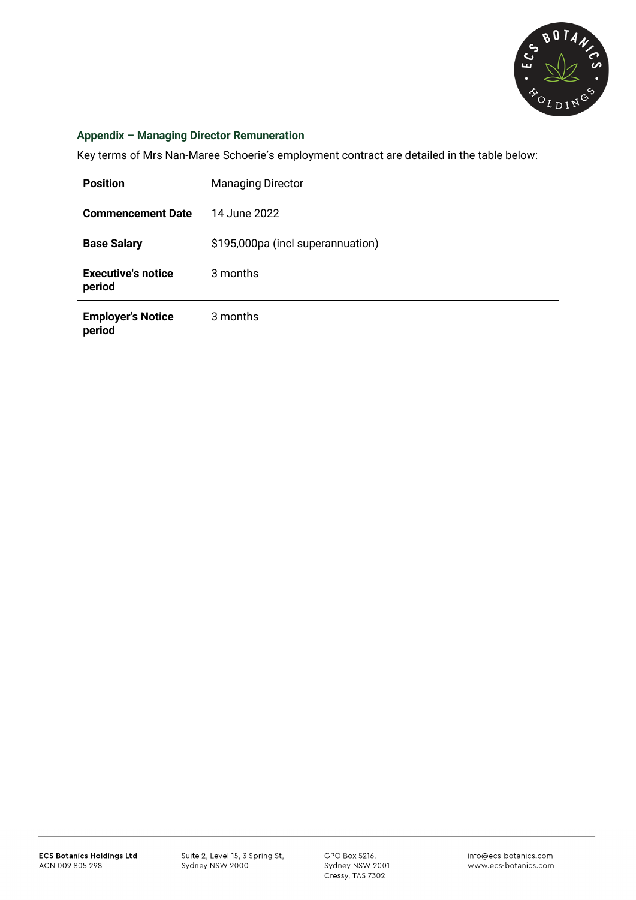## Appendix – Managing Director Remuneration

Key terms of Mrs Nan-Maree Schoerie's employment contract are detailed in the table below:

| | |
|---|---|
| **Position** | Managing Director |
| **Commencement Date** | 14 June 2022 |
| **Base Salary** | $195,000pa (incl superannuation) |
| **Executive's notice period** | 3 months |
| **Employer's Notice period** | 3 months |